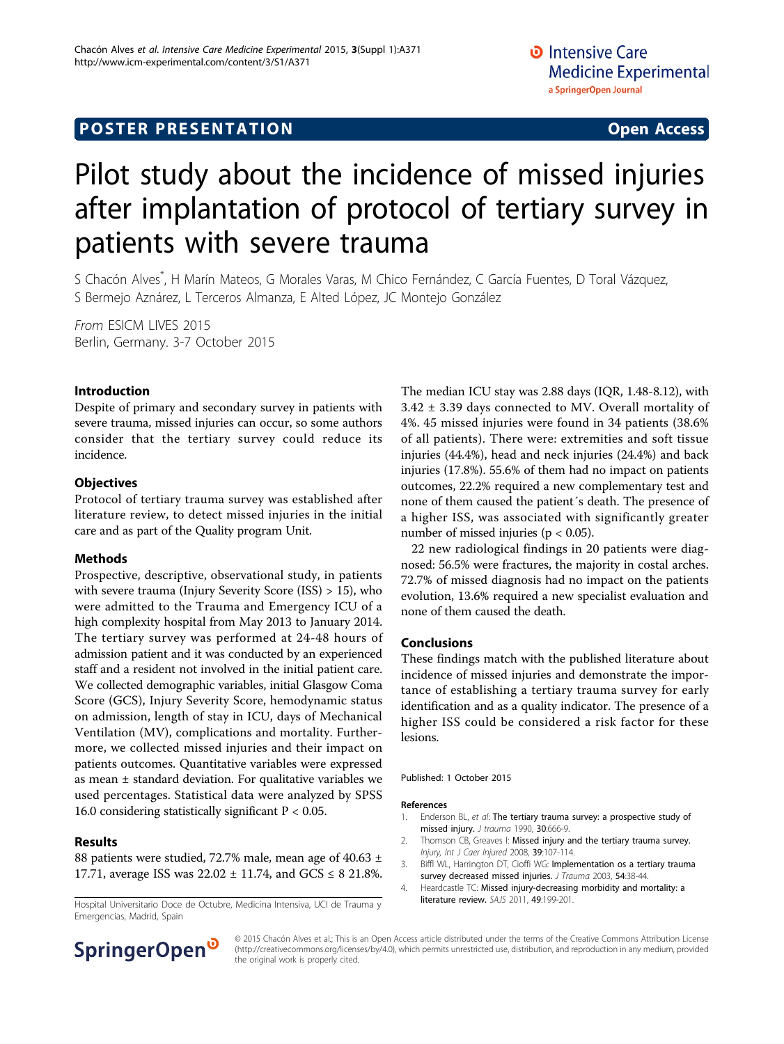**POSTER PRESENTATION** **Open Access**

# Pilot study about the incidence of missed injuries after implantation of protocol of tertiary survey in patients with severe trauma

S Chacón Alves*, H Marín Mateos, G Morales Varas, M Chico Fernández, C García Fuentes, D Toral Vázquez, S Bermejo Aznárez, L Terceros Almanza, E Alted López, JC Montejo González

*From* ESICM LIVES 2015
Berlin, Germany. 3-7 October 2015

## Introduction

Despite of primary and secondary survey in patients with severe trauma, missed injuries can occur, so some authors consider that the tertiary survey could reduce its incidence.

## Objectives

Protocol of tertiary trauma survey was established after literature review, to detect missed injuries in the initial care and as part of the Quality program Unit.

## Methods

Prospective, descriptive, observational study, in patients with severe trauma (Injury Severity Score (ISS) > 15), who were admitted to the Trauma and Emergency ICU of a high complexity hospital from May 2013 to January 2014. The tertiary survey was performed at 24-48 hours of admission patient and it was conducted by an experienced staff and a resident not involved in the initial patient care. We collected demographic variables, initial Glasgow Coma Score (GCS), Injury Severity Score, hemodynamic status on admission, length of stay in ICU, days of Mechanical Ventilation (MV), complications and mortality. Furthermore, we collected missed injuries and their impact on patients outcomes. Quantitative variables were expressed as mean ± standard deviation. For qualitative variables we used percentages. Statistical data were analyzed by SPSS 16.0 considering statistically significant $P < 0.05$.

## Results

88 patients were studied, 72.7% male, mean age of 40.63 ± 17.71, average ISS was 22.02 ± 11.74, and GCS ≤ 8 21.8%. The median ICU stay was 2.88 days (IQR, 1.48-8.12), with 3.42 ± 3.39 days connected to MV. Overall mortality of 4%. 45 missed injuries were found in 34 patients (38.6% of all patients). There were: extremities and soft tissue injuries (44.4%), head and neck injuries (24.4%) and back injuries (17.8%). 55.6% of them had no impact on patients outcomes, 22.2% required a new complementary test and none of them caused the patient´s death. The presence of a higher ISS, was associated with significantly greater number of missed injuries ($p < 0.05$).

22 new radiological findings in 20 patients were diagnosed: 56.5% were fractures, the majority in costal arches. 72.7% of missed diagnosis had no impact on the patients evolution, 13.6% required a new specialist evaluation and none of them caused the death.

## Conclusions

These findings match with the published literature about incidence of missed injuries and demonstrate the importance of establishing a tertiary trauma survey for early identification and as a quality indicator. The presence of a higher ISS could be considered a risk factor for these lesions.

Published: 1 October 2015

### References

1. Enderson BL, *et al*: **The tertiary trauma survey: a prospective study of missed injury.** *J trauma* 1990, **30**:666-9.
2. Thomson CB, Greaves I: **Missed injury and the tertiary trauma survey.** *Injury, Int J Caer Injured* 2008, **39**:107-114.
3. Biffl WL, Harrington DT, Cioffi WG: **Implementation os a tertiary trauma survey decreased missed injuries.** *J Trauma* 2003, **54**:38-44.
4. Heardcastle TC: **Missed injury-decreasing morbidity and mortality: a literature review.** *SAJS* 2011, **49**:199-201.

Hospital Universitario Doce de Octubre, Medicina Intensiva, UCI de Trauma y Emergencias, Madrid, Spain

© 2015 Chacón Alves et al.; This is an Open Access article distributed under the terms of the Creative Commons Attribution License (http://creativecommons.org/licenses/by/4.0), which permits unrestricted use, distribution, and reproduction in any medium, provided the original work is properly cited.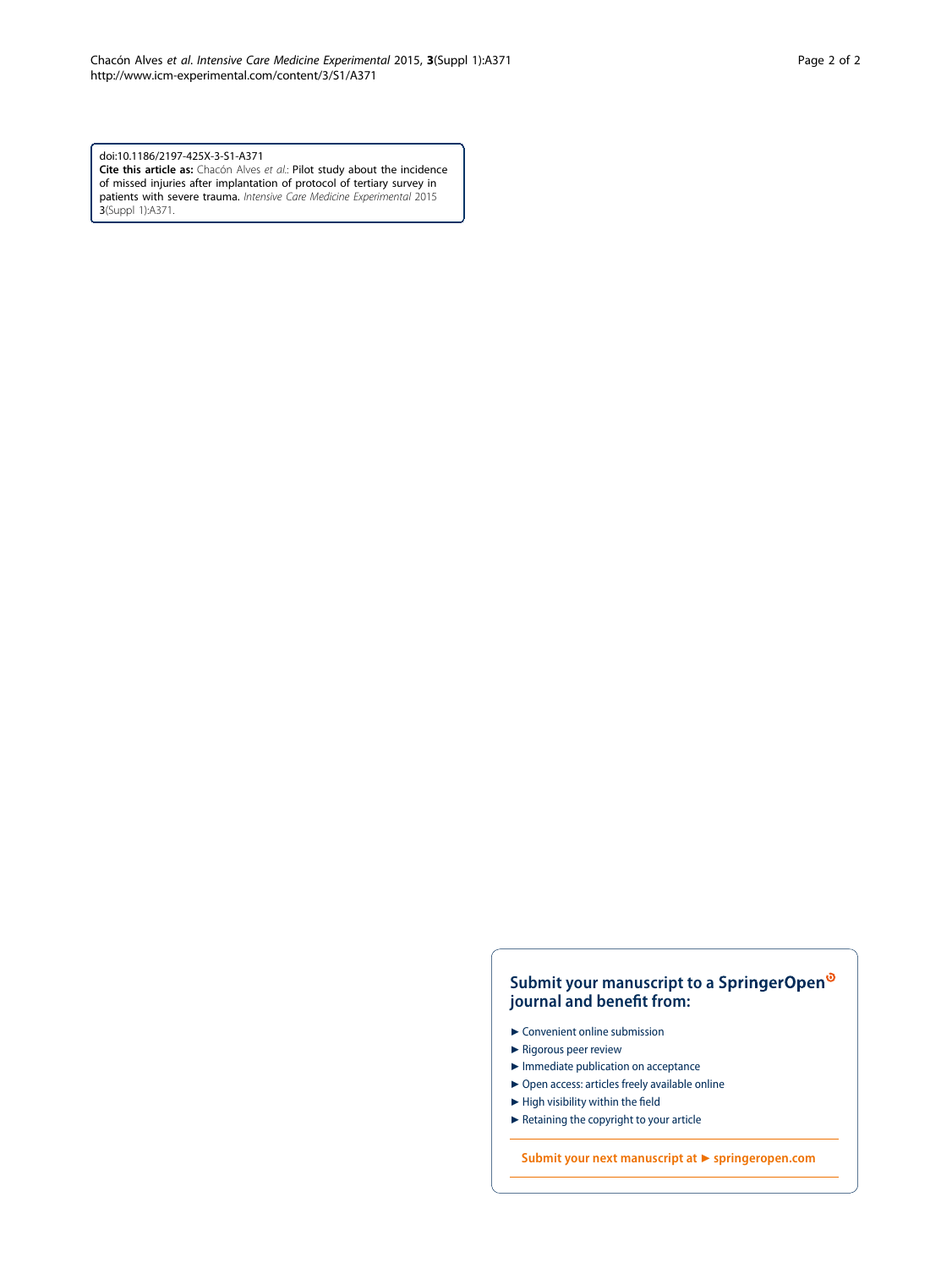doi:10.1186/2197-425X-3-S1-A371

**Cite this article as:** Chacón Alves *et al.*: Pilot study about the incidence of missed injuries after implantation of protocol of tertiary survey in patients with severe trauma. *Intensive Care Medicine Experimental* 2015 **3**(Suppl 1):A371.

**Submit your manuscript to a SpringerOpen journal and benefit from:**

- ► Convenient online submission
- ► Rigorous peer review
- ► Immediate publication on acceptance
- ► Open access: articles freely available online
- ► High visibility within the field
- ► Retaining the copyright to your article

**Submit your next manuscript at ► springeropen.com**